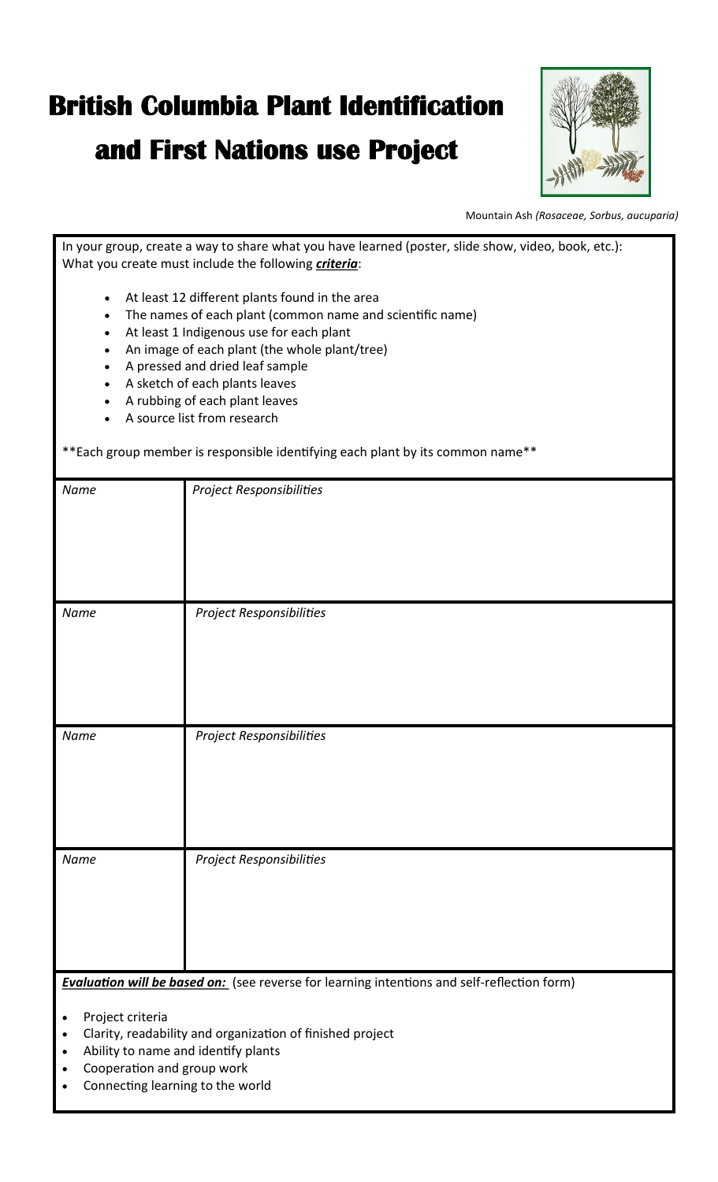# British Columbia Plant Identification and First Nations use Project

Mountain Ash *(Rosaceae, Sorbus, aucuparia)*

In your group, create a way to share what you have learned (poster, slide show, video, book, etc.): What you create must include the following ***criteria***:

- At least 12 different plants found in the area
- The names of each plant (common name and scientific name)
- At least 1 Indigenous use for each plant
- An image of each plant (the whole plant/tree)
- A pressed and dried leaf sample
- A sketch of each plants leaves
- A rubbing of each plant leaves
- A source list from research

**Each group member is responsible identifying each plant by its common name**

| *Name* | *Project Responsibilities* |
|---|---|
| *Name* | *Project Responsibilities* |
| *Name* | *Project Responsibilities* |
| *Name* | *Project Responsibilities* |

***Evaluation will be based on:*** (see reverse for learning intentions and self-reflection form)

- Project criteria
- Clarity, readability and organization of finished project
- Ability to name and identify plants
- Cooperation and group work
- Connecting learning to the world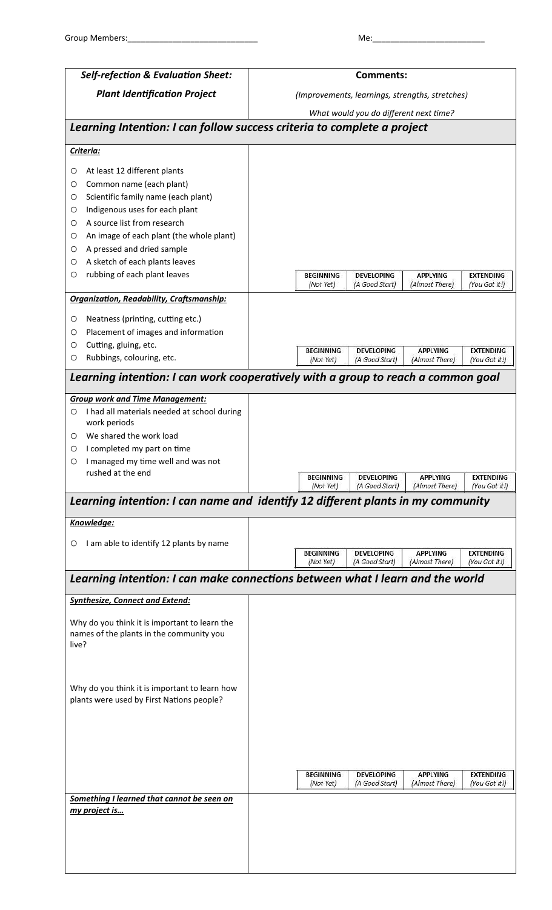Group Members:\_\_\_\_\_\_\_\_\_\_\_\_\_\_\_\_\_\_\_\_\_\_\_\_\_\_\_\_ Me:\_\_\_\_\_\_\_\_\_\_\_\_\_\_\_\_\_\_\_\_\_\_\_\_\_

| ***Self-refection & Evaluation Sheet:*** ***Plant Identification Project*** | **Comments:** *(Improvements, learnings, strengths, stretches)* *What would you do different next time?* |
|---|---|
| ***Learning Intention: I can follow success criteria to complete a project*** | |
| ***Criteria:*** <br>○ At least 12 different plants <br>○ Common name (each plant) <br>○ Scientific family name (each plant) <br>○ Indigenous uses for each plant <br>○ A source list from research <br>○ An image of each plant (the whole plant) <br>○ A pressed and dried sample <br>○ A sketch of each plants leaves <br>○ rubbing of each plant leaves | **BEGINNING** *(Not Yet)* \| **DEVELOPING** *(A Good Start)* \| **APPLYING** *(Almost There)* \| **EXTENDING** *(You Got it!)* |
| ***Organization, Readability, Craftsmanship:*** <br>○ Neatness (printing, cutting etc.) <br>○ Placement of images and information <br>○ Cutting, gluing, etc. <br>○ Rubbings, colouring, etc. | **BEGINNING** *(Not Yet)* \| **DEVELOPING** *(A Good Start)* \| **APPLYING** *(Almost There)* \| **EXTENDING** *(You Got it!)* |
| ***Learning intention: I can work cooperatively with a group to reach a common goal*** | |
| ***Group work and Time Management:*** <br>○ I had all materials needed at school during work periods <br>○ We shared the work load <br>○ I completed my part on time <br>○ I managed my time well and was not rushed at the end | **BEGINNING** *(Not Yet)* \| **DEVELOPING** *(A Good Start)* \| **APPLYING** *(Almost There)* \| **EXTENDING** *(You Got it!)* |
| ***Learning intention: I can name and identify 12 different plants in my community*** | |
| ***Knowledge:*** <br>○ I am able to identify 12 plants by name | **BEGINNING** *(Not Yet)* \| **DEVELOPING** *(A Good Start)* \| **APPLYING** *(Almost There)* \| **EXTENDING** *(You Got it!)* |
| ***Learning intention: I can make connections between what I learn and the world*** | |
| ***Synthesize, Connect and Extend:*** <br>Why do you think it is important to learn the names of the plants in the community you live? <br><br>Why do you think it is important to learn how plants were used by First Nations people? | **BEGINNING** *(Not Yet)* \| **DEVELOPING** *(A Good Start)* \| **APPLYING** *(Almost There)* \| **EXTENDING** *(You Got it!)* |
| ***Something I learned that cannot be seen on my project is…*** | |